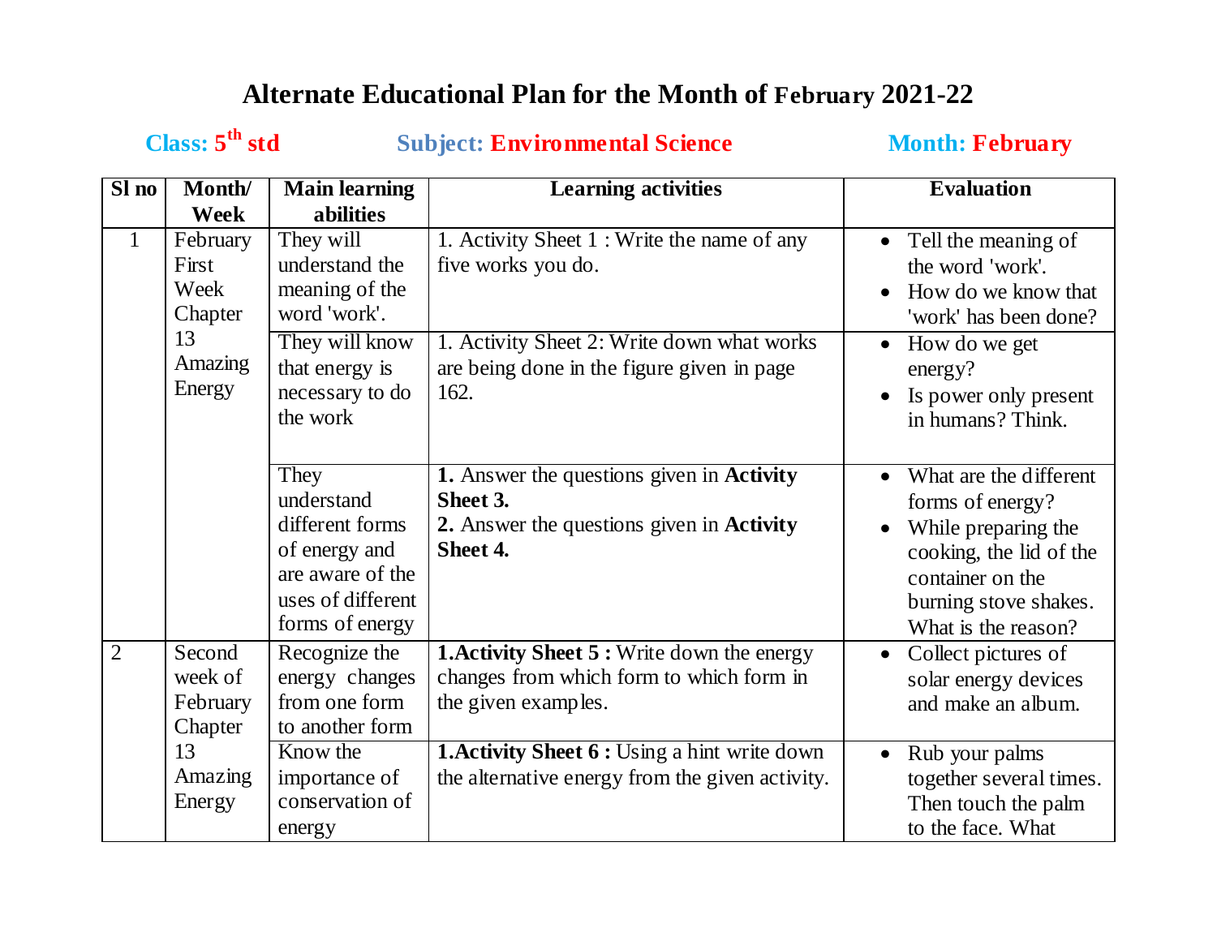# Alternate Educational Plan for the Month of February 2021-22

**Class: 5th std** **Subject: Environmental Science** **Month: February**

| Sl no | Month/ Week | Main learning abilities | Learning activities | Evaluation |
|---|---|---|---|---|
| 1 | February First Week Chapter 13 Amazing Energy | They will understand the meaning of the word 'work'. | 1. Activity Sheet 1 : Write the name of any five works you do. | • Tell the meaning of the word 'work'.<br>• How do we know that 'work' has been done? |
| | | They will know that energy is necessary to do the work | 1. Activity Sheet 2: Write down what works are being done in the figure given in page 162. | • How do we get energy?<br>• Is power only present in humans? Think. |
| | | They understand different forms of energy and are aware of the uses of different forms of energy | **1.** Answer the questions given in **Activity Sheet 3.**<br>**2.** Answer the questions given in **Activity Sheet 4.** | • What are the different forms of energy?<br>• While preparing the cooking, the lid of the container on the burning stove shakes. What is the reason? |
| 2 | Second week of February Chapter 13 Amazing Energy | Recognize the energy changes from one form to another form | **1.Activity Sheet 5 :** Write down the energy changes from which form to which form in the given examples. | • Collect pictures of solar energy devices and make an album. |
| | | Know the importance of conservation of energy | **1.Activity Sheet 6 :** Using a hint write down the alternative energy from the given activity. | • Rub your palms together several times. Then touch the palm to the face. What |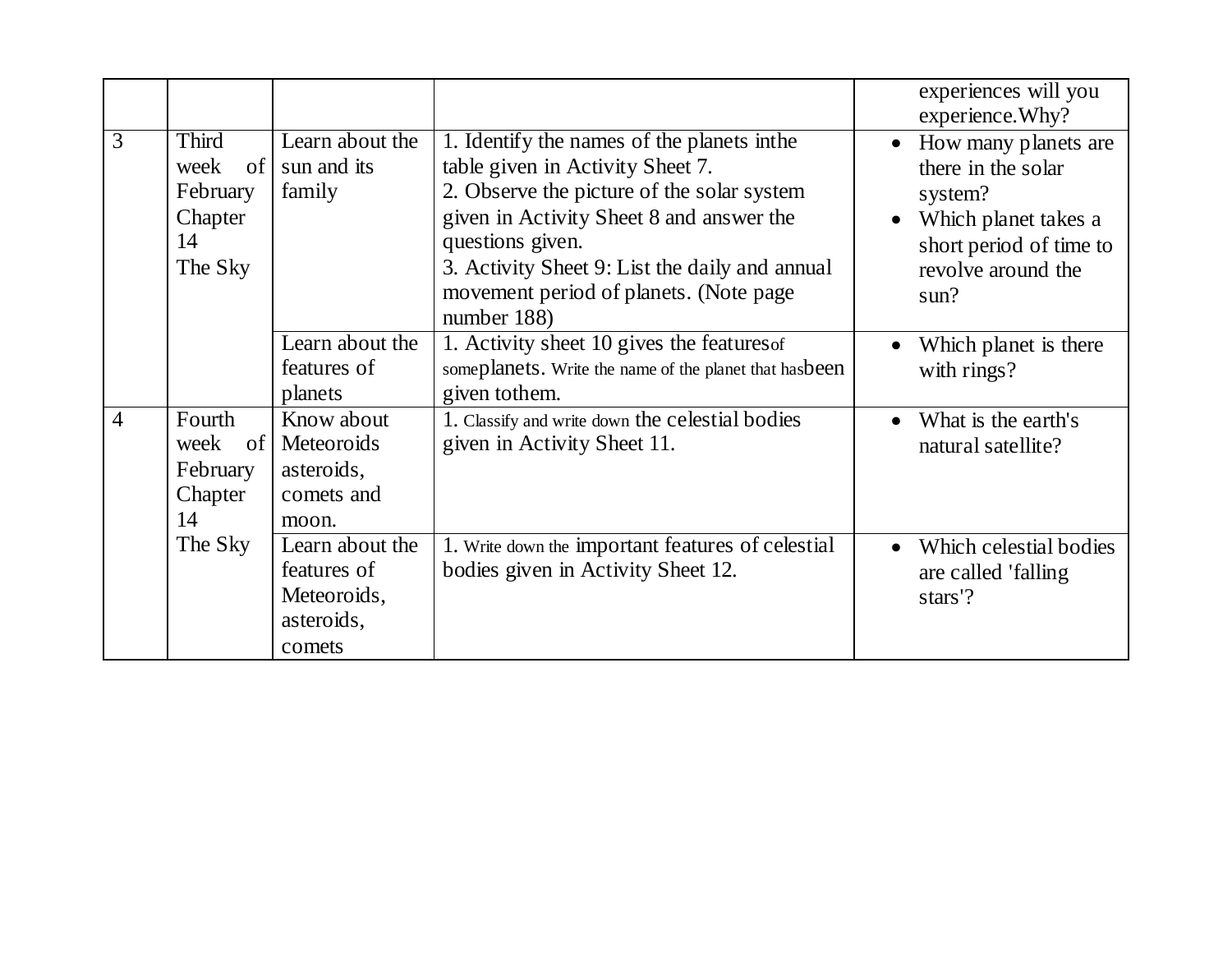| | | | | experiences will you experience.Why? |
|---|---|---|---|---|
| 3 | Third week of February Chapter 14 The Sky | Learn about the sun and its family | 1. Identify the names of the planets inthe table given in Activity Sheet 7.<br>2. Observe the picture of the solar system given in Activity Sheet 8 and answer the questions given.<br>3. Activity Sheet 9: List the daily and annual movement period of planets. (Note page number 188) | • How many planets are there in the solar system?<br>• Which planet takes a short period of time to revolve around the sun? |
| | | Learn about the features of planets | 1. Activity sheet 10 gives the featuresof someplanets. Write the name of the planet that hasbeen given tothem. | • Which planet is there with rings? |
| 4 | Fourth week of February Chapter 14 The Sky | Know about Meteoroids asteroids, comets and moon. | 1. Classify and write down the celestial bodies given in Activity Sheet 11. | • What is the earth's natural satellite? |
| | | Learn about the features of Meteoroids, asteroids, comets | 1. Write down the important features of celestial bodies given in Activity Sheet 12. | • Which celestial bodies are called 'falling stars'? |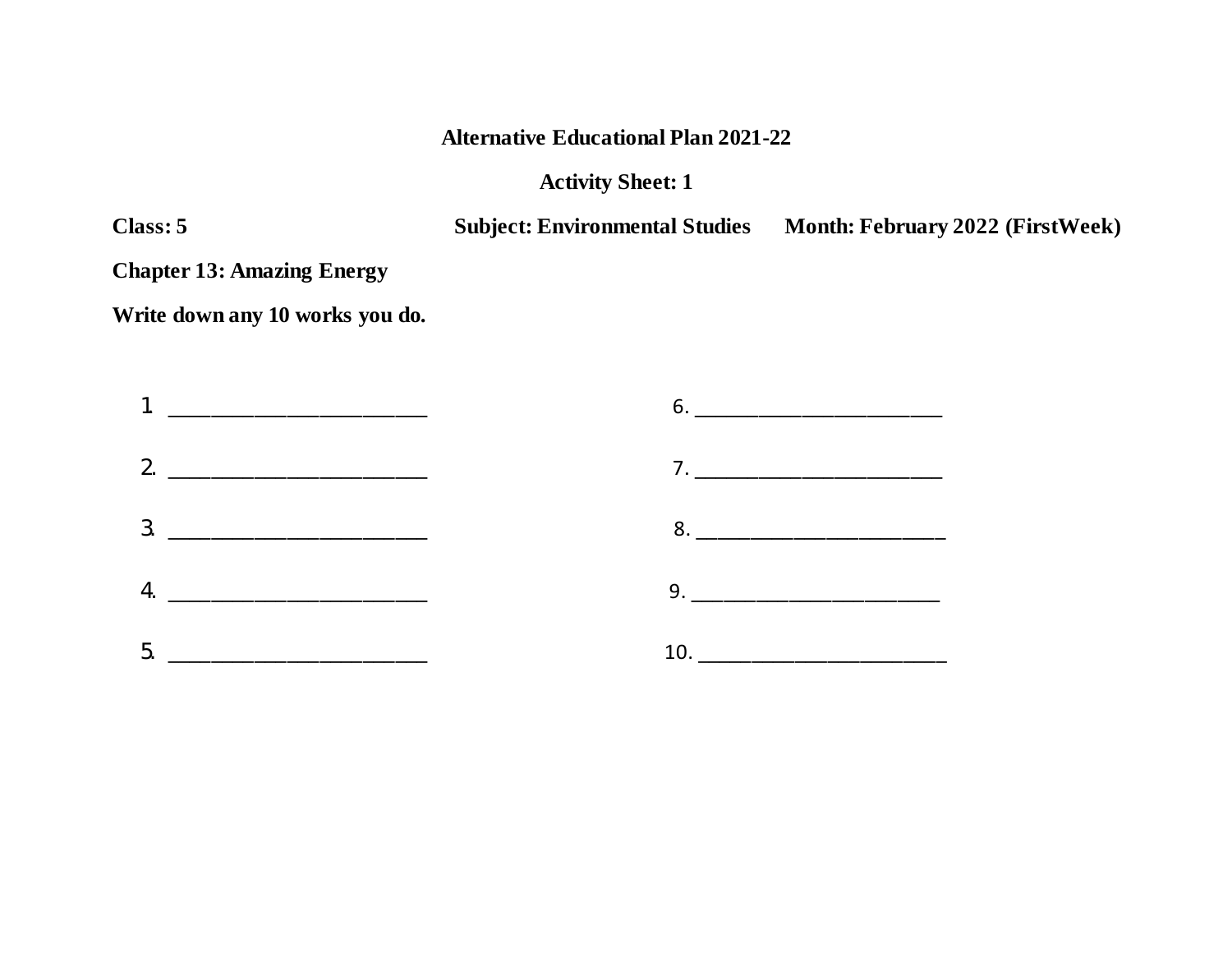**Alternative Educational Plan 2021-22**

**Activity Sheet: 1**

**Class: 5** **Subject: Environmental Studies** **Month: February 2022 (FirstWeek)**

**Chapter 13: Amazing Energy**

**Write down any 10 works you do.**

1. ________________________
2. ________________________
3. ________________________
4. ________________________
5. ________________________
6. ________________________
7. ________________________
8. ________________________
9. ________________________
10. ________________________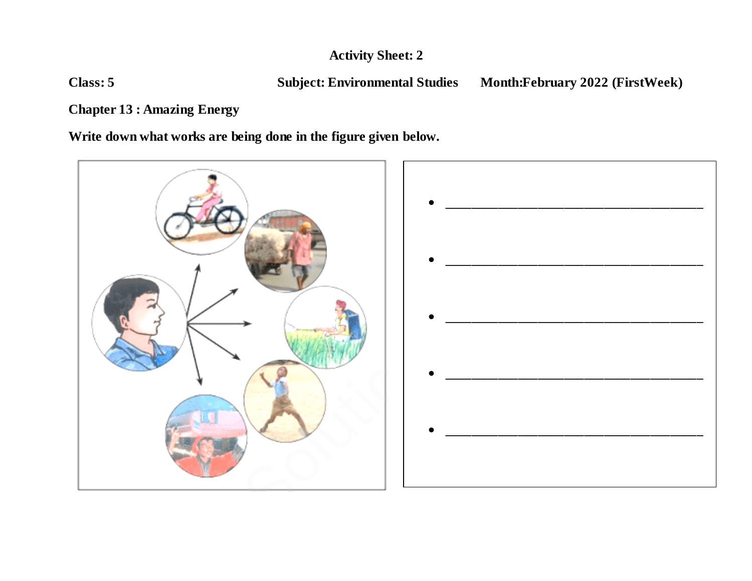**Activity Sheet: 2**

**Class: 5** **Subject: Environmental Studies** **Month:February 2022 (FirstWeek)**

**Chapter 13 : Amazing Energy**

**Write down what works are being done in the figure given below.**

- ___________________________________
- ___________________________________
- ___________________________________
- ___________________________________
- ___________________________________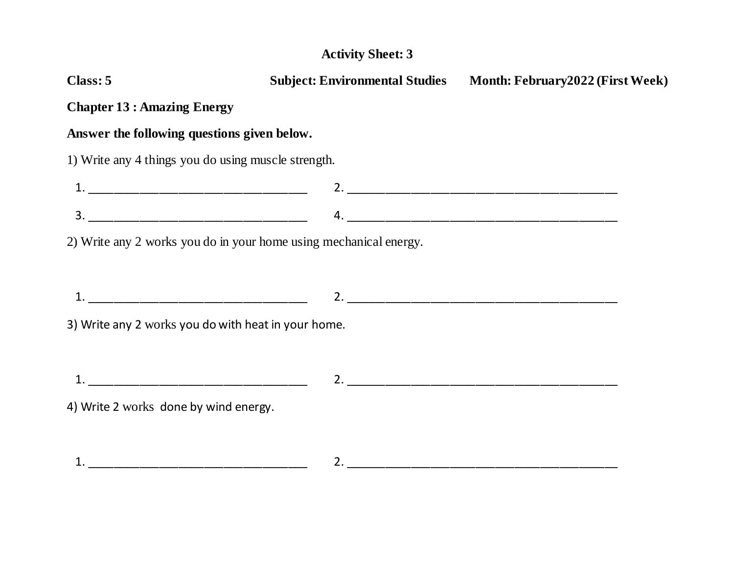# Activity Sheet: 3

**Class: 5** **Subject: Environmental Studies** **Month: February2022 (First Week)**

**Chapter 13 : Amazing Energy**

**Answer the following questions given below.**

1) Write any 4 things you do using muscle strength.

1. ___________________________________ 2. ____________________________________________
3. ___________________________________ 4. ____________________________________________

2) Write any 2 works you do in your home using mechanical energy.

1. ___________________________________ 2. ____________________________________________

3) Write any 2 works you do with heat in your home.

1. ___________________________________ 2. ____________________________________________

4) Write 2 works done by wind energy.

1. ___________________________________ 2. ____________________________________________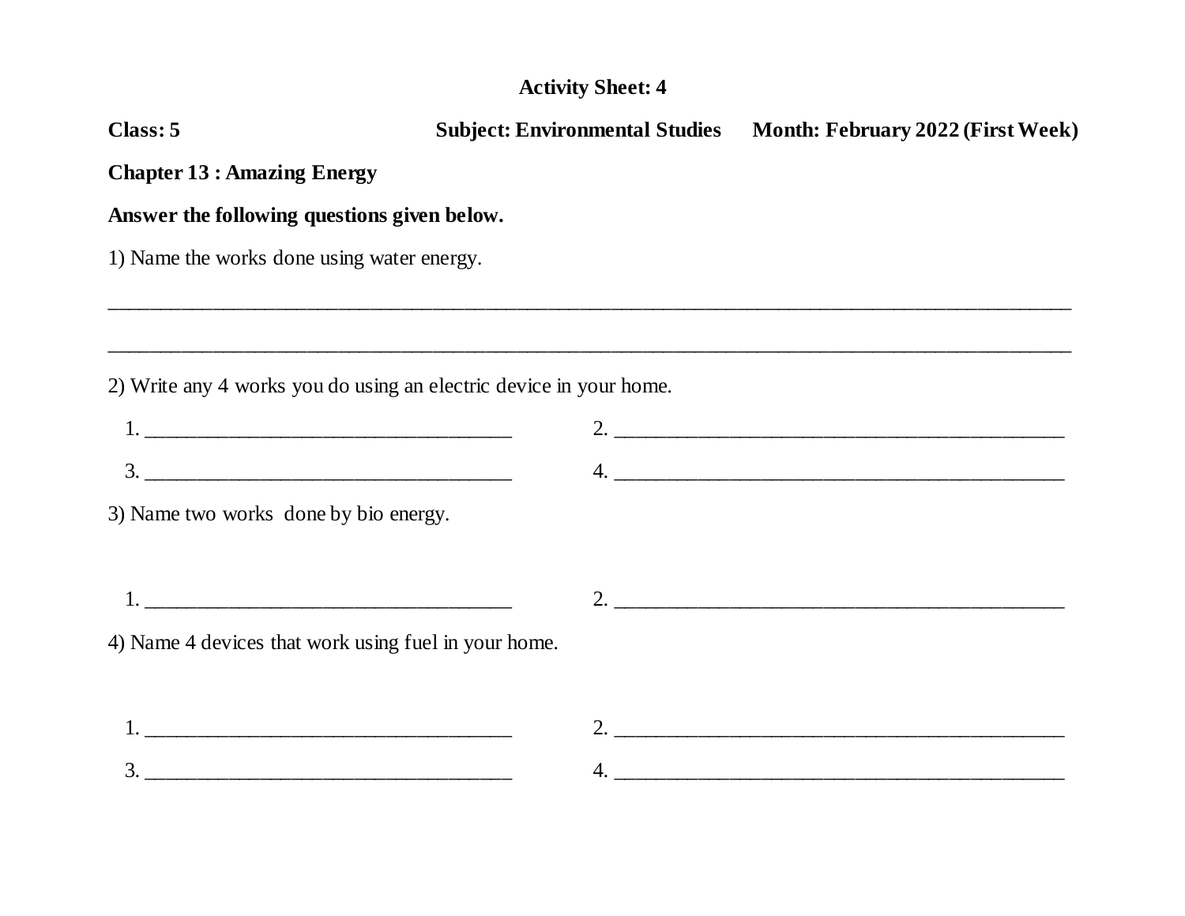**Activity Sheet: 4**

**Class: 5** **Subject: Environmental Studies** **Month: February 2022 (First Week)**

**Chapter 13 : Amazing Energy**

**Answer the following questions given below.**

1) Name the works done using water energy.

______________________________________________________________________________

______________________________________________________________________________

2) Write any 4 works you do using an electric device in your home.

1. ____________________________________ 2. ____________________________________

3. ____________________________________ 4. ____________________________________

3) Name two works done by bio energy.

1. ____________________________________ 2. ____________________________________

4) Name 4 devices that work using fuel in your home.

1. ____________________________________ 2. ____________________________________

3. ____________________________________ 4. ____________________________________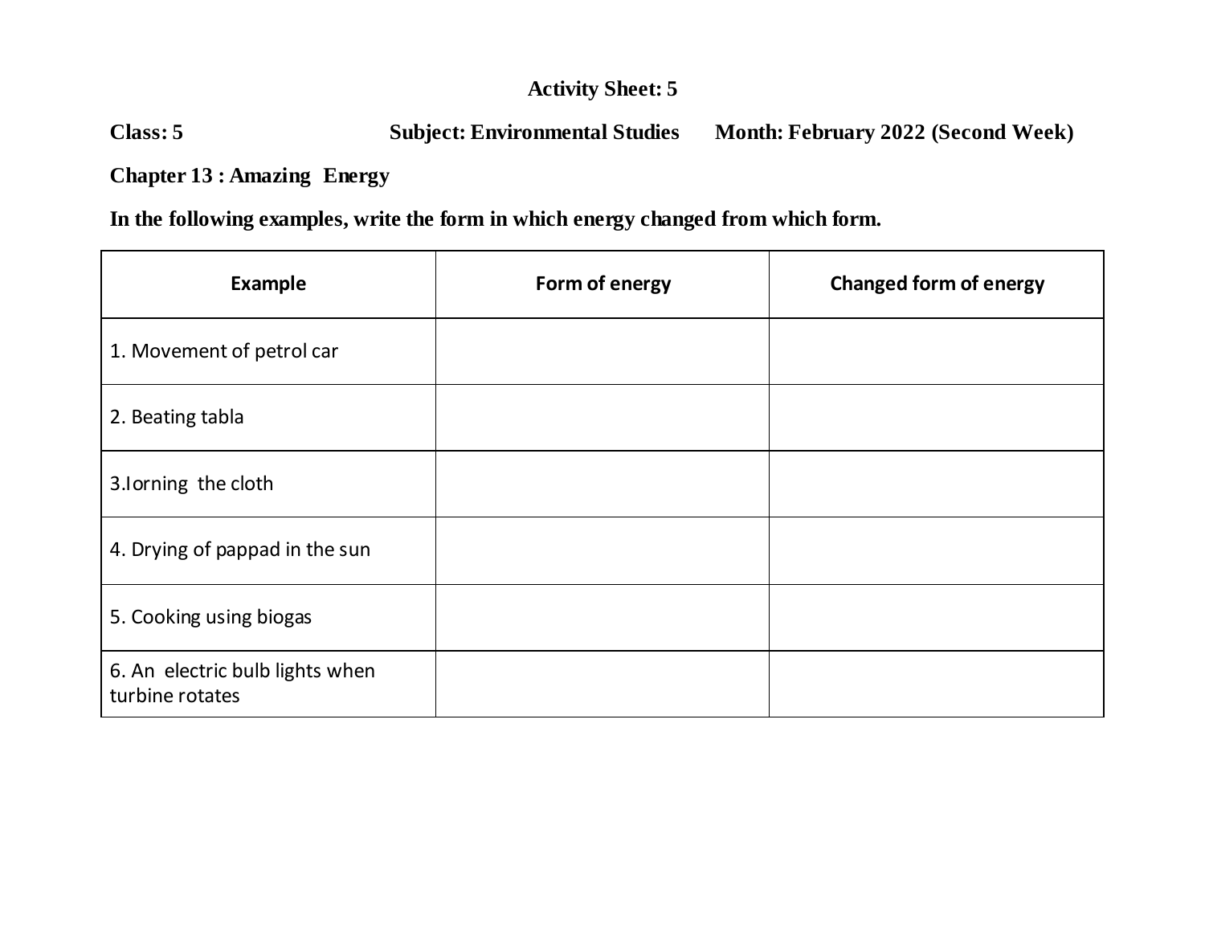# Activity Sheet: 5

**Class: 5** **Subject: Environmental Studies** **Month: February 2022 (Second Week)**

**Chapter 13 : Amazing Energy**

**In the following examples, write the form in which energy changed from which form.**

| Example | Form of energy | Changed form of energy |
|---|---|---|
| 1. Movement of petrol car | | |
| 2. Beating tabla | | |
| 3.Iorning the cloth | | |
| 4. Drying of pappad in the sun | | |
| 5. Cooking using biogas | | |
| 6. An electric bulb lights when turbine rotates | | |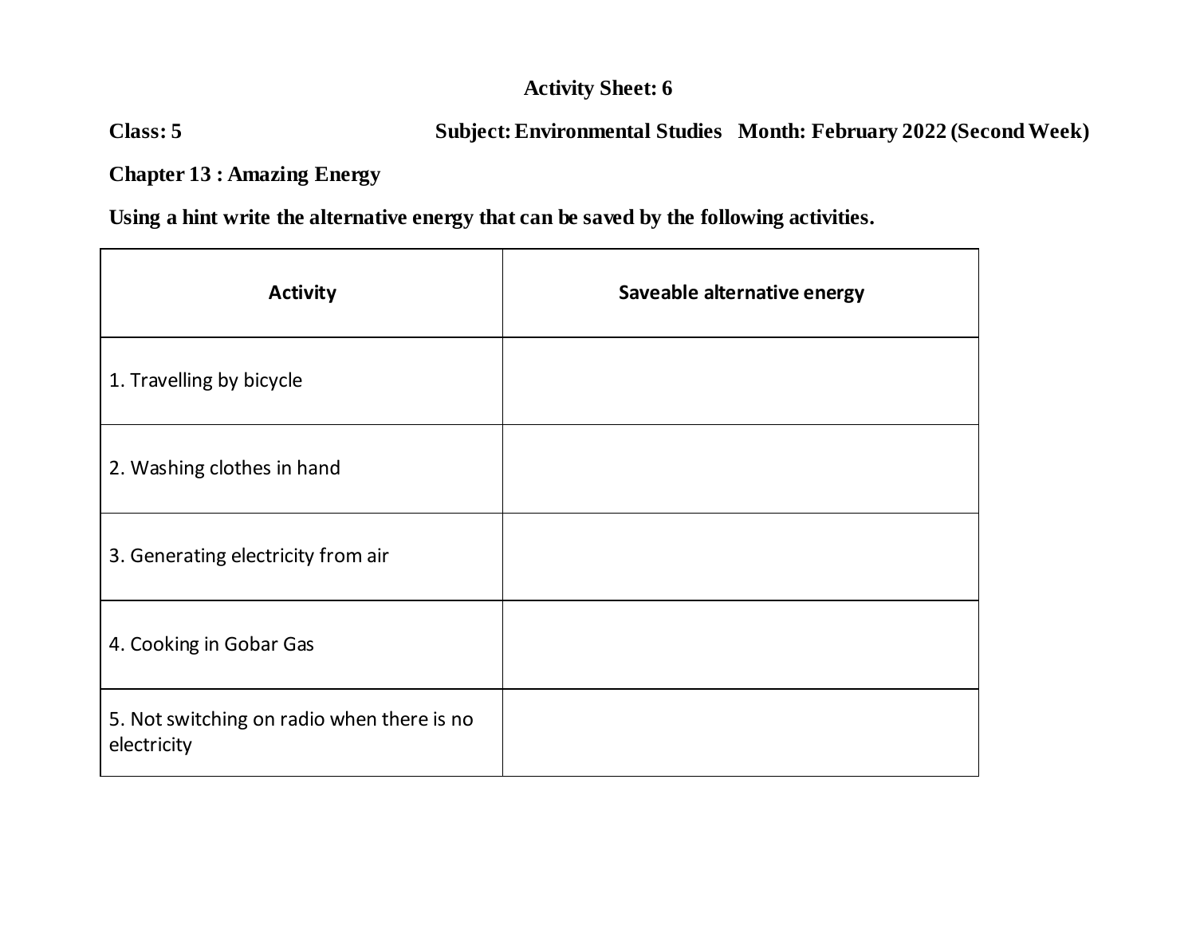**Activity Sheet: 6**

**Class: 5** **Subject: Environmental Studies** **Month: February 2022 (Second Week)**

**Chapter 13 : Amazing Energy**

**Using a hint write the alternative energy that can be saved by the following activities.**

| Activity | Saveable alternative energy |
|---|---|
| 1. Travelling by bicycle | |
| 2. Washing clothes in hand | |
| 3. Generating electricity from air | |
| 4. Cooking in Gobar Gas | |
| 5. Not switching on radio when there is no electricity | |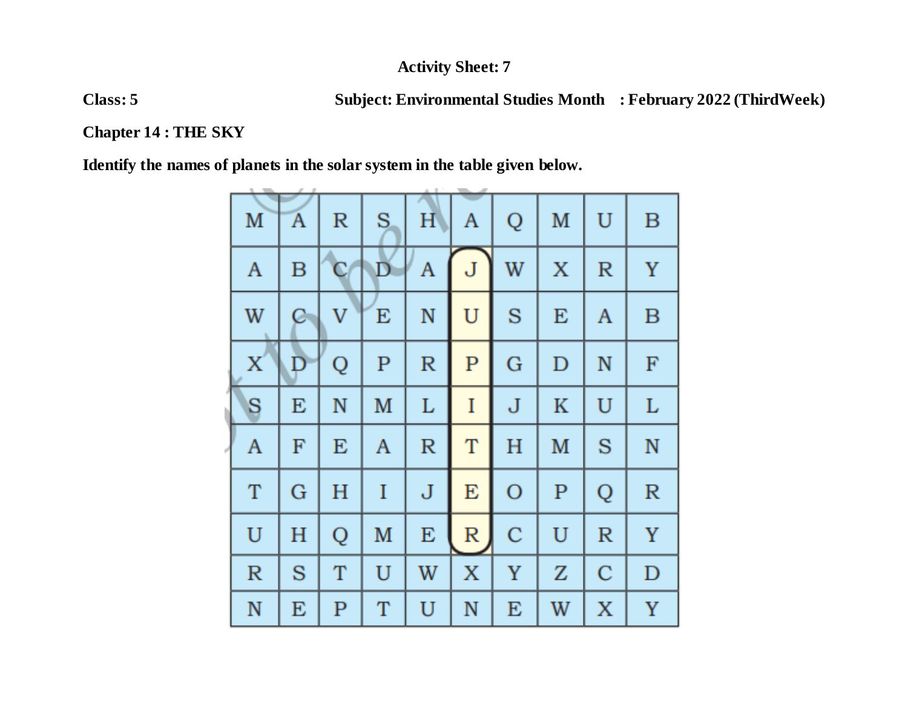**Activity Sheet: 7**

**Class: 5** **Subject: Environmental Studies** **Month : February 2022 (ThirdWeek)**

**Chapter 14 : THE SKY**

**Identify the names of planets in the solar system in the table given below.**

| | | | | | | | | | |
|---|---|---|---|---|---|---|---|---|---|
| M | A | R | S | H | A | Q | M | U | B |
| A | B | C | D | A | J | W | X | R | Y |
| W | C | V | E | N | U | S | E | A | B |
| X | D | Q | P | R | P | G | D | N | F |
| S | E | N | M | L | I | J | K | U | L |
| A | F | E | A | R | T | H | M | S | N |
| T | G | H | I | J | E | O | P | Q | R |
| U | H | Q | M | E | R | C | U | R | Y |
| R | S | T | U | W | X | Y | Z | C | D |
| N | E | P | T | U | N | E | W | X | Y |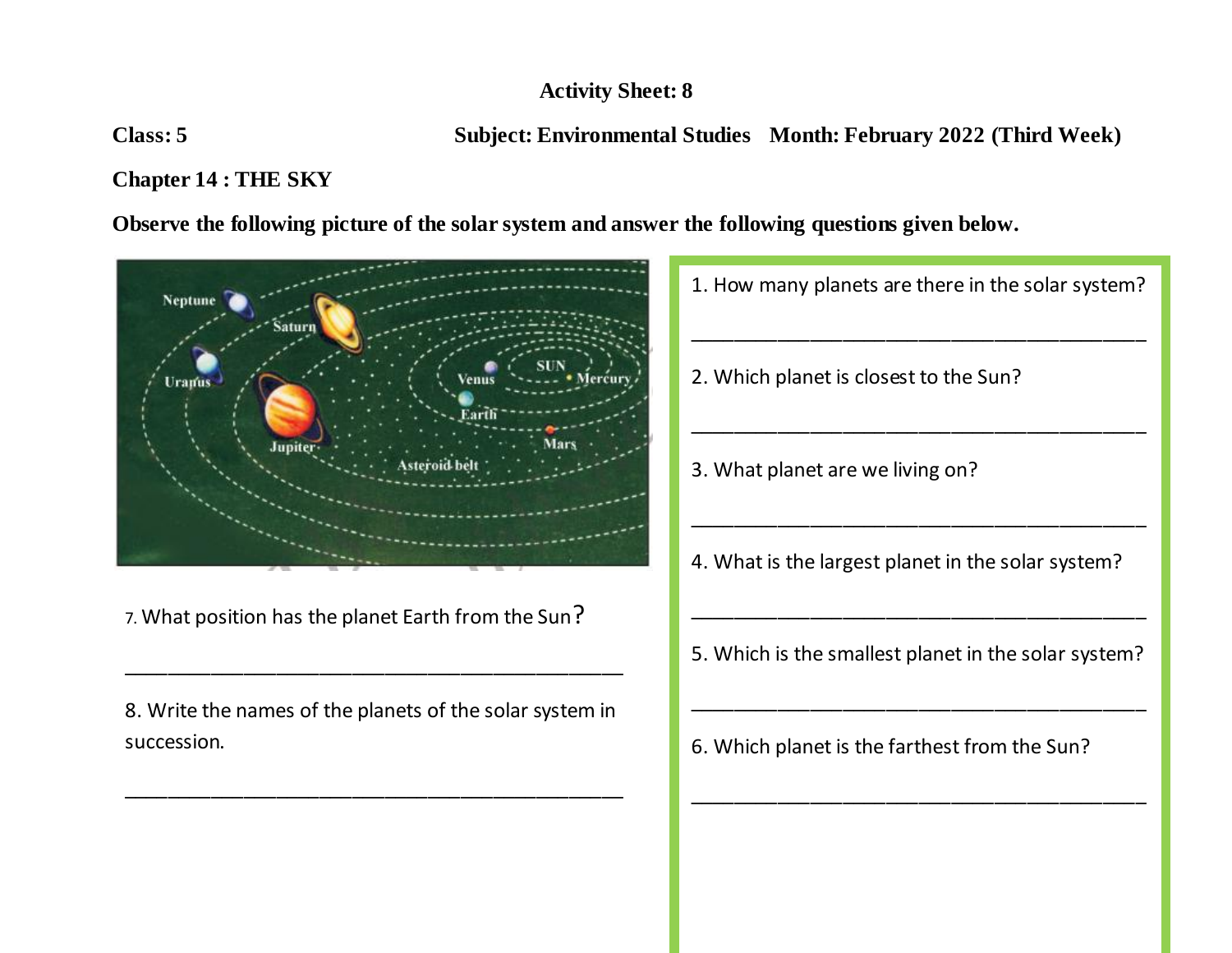**Activity Sheet: 8**

**Class: 5** **Subject: Environmental Studies** **Month: February 2022 (Third Week)**

**Chapter 14 : THE SKY**

**Observe the following picture of the solar system and answer the following questions given below.**

1. How many planets are there in the solar system?

_______________________________________________

2. Which planet is closest to the Sun?

_______________________________________________

3. What planet are we living on?

_______________________________________________

4. What is the largest planet in the solar system?

_______________________________________________

5. Which is the smallest planet in the solar system?

_______________________________________________

6. Which planet is the farthest from the Sun?

_______________________________________________

7. What position has the planet Earth from the Sun?

_______________________________________________

8. Write the names of the planets of the solar system in succession.

_______________________________________________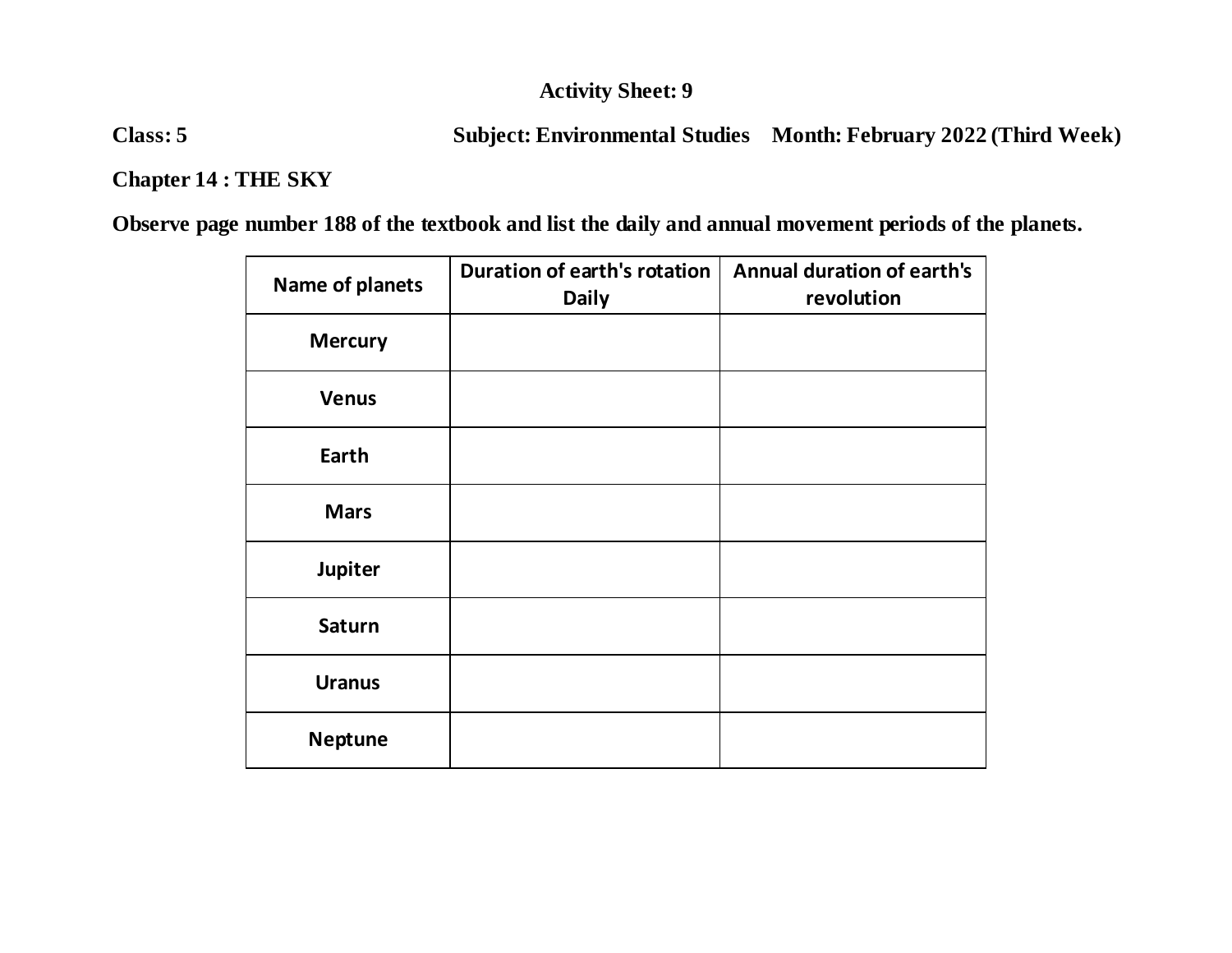**Activity Sheet: 9**

**Class: 5** **Subject: Environmental Studies** **Month: February 2022 (Third Week)**

**Chapter 14 : THE SKY**

**Observe page number 188 of the textbook and list the daily and annual movement periods of the planets.**

| Name of planets | Duration of earth's rotation Daily | Annual duration of earth's revolution |
|---|---|---|
| Mercury | | |
| Venus | | |
| Earth | | |
| Mars | | |
| Jupiter | | |
| Saturn | | |
| Uranus | | |
| Neptune | | |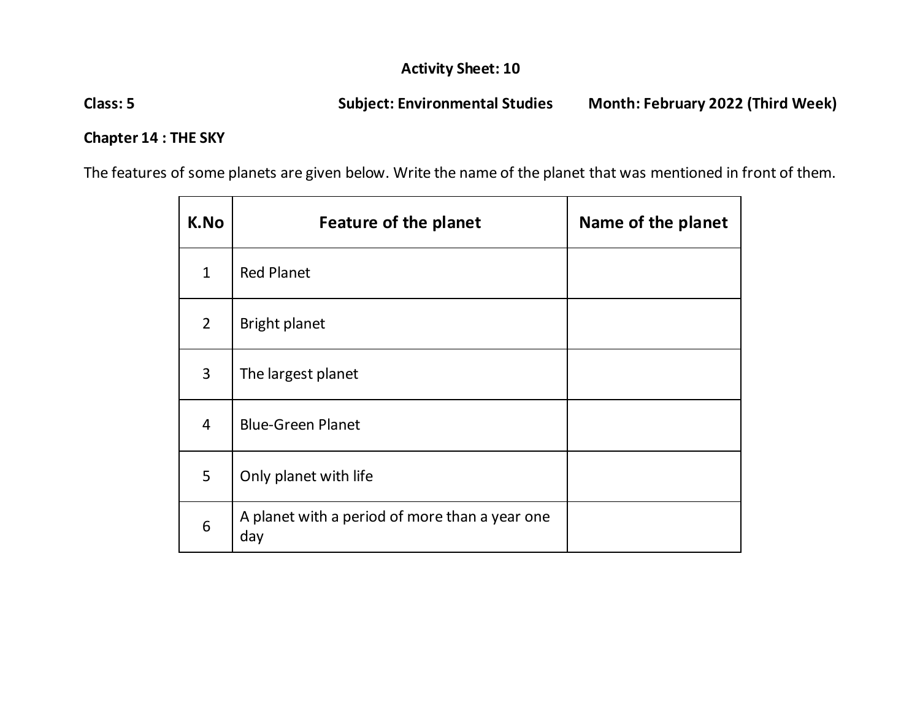**Activity Sheet: 10**

**Class: 5** **Subject: Environmental Studies** **Month: February 2022 (Third Week)**

**Chapter 14 : THE SKY**

The features of some planets are given below. Write the name of the planet that was mentioned in front of them.

| K.No | Feature of the planet | Name of the planet |
|---|---|---|
| 1 | Red Planet | |
| 2 | Bright planet | |
| 3 | The largest planet | |
| 4 | Blue-Green Planet | |
| 5 | Only planet with life | |
| 6 | A planet with a period of more than a year one day | |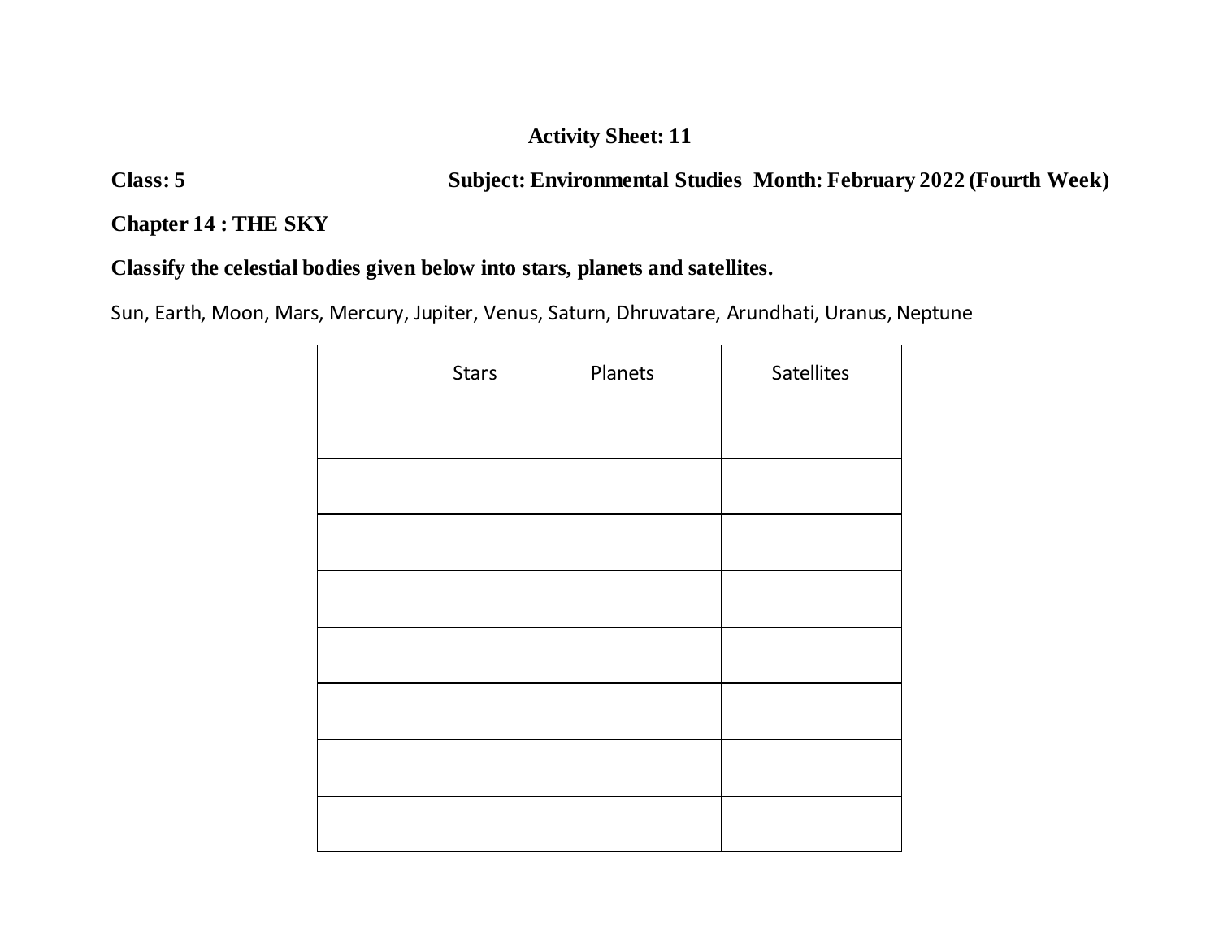**Activity Sheet: 11**

**Class: 5** **Subject: Environmental Studies Month: February 2022 (Fourth Week)**

**Chapter 14 : THE SKY**

**Classify the celestial bodies given below into stars, planets and satellites.**

Sun, Earth, Moon, Mars, Mercury, Jupiter, Venus, Saturn, Dhruvatare, Arundhati, Uranus, Neptune

| Stars | Planets | Satellites |
| --- | --- | --- |
| | | |
| | | |
| | | |
| | | |
| | | |
| | | |
| | | |
| | | |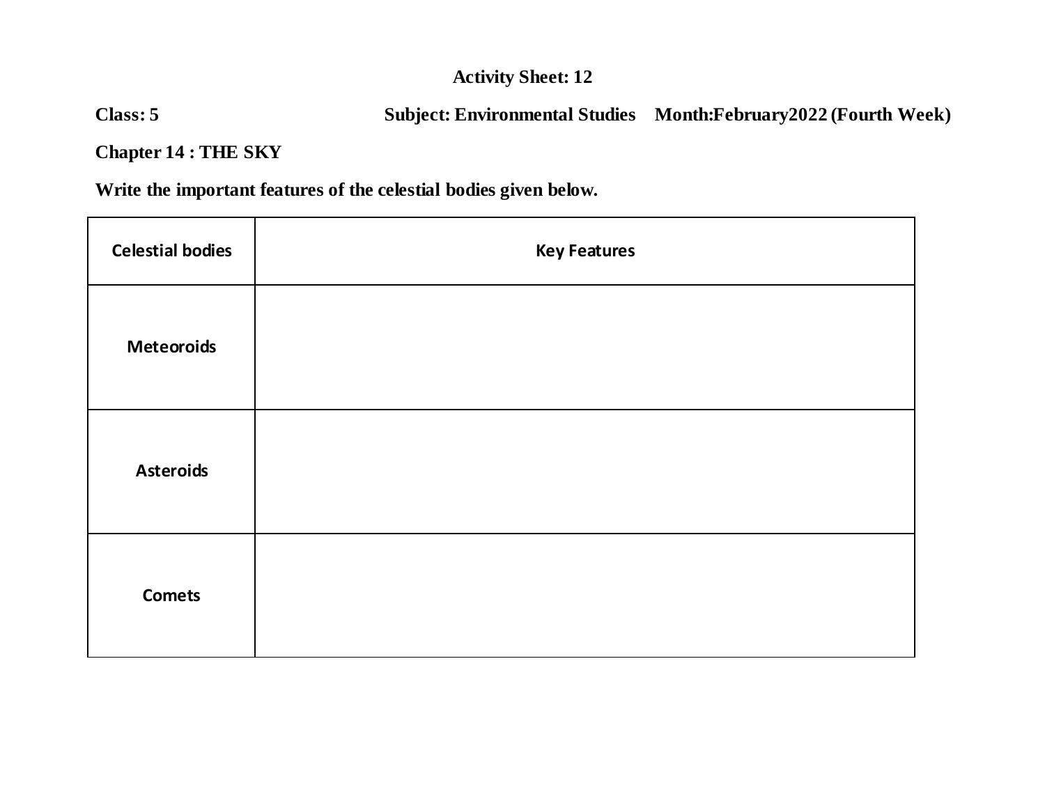# Activity Sheet: 12

**Class: 5** **Subject: Environmental Studies** **Month:February2022 (Fourth Week)**

**Chapter 14 : THE SKY**

**Write the important features of the celestial bodies given below.**

| Celestial bodies | Key Features |
|---|---|
| Meteoroids | |
| Asteroids | |
| Comets | |